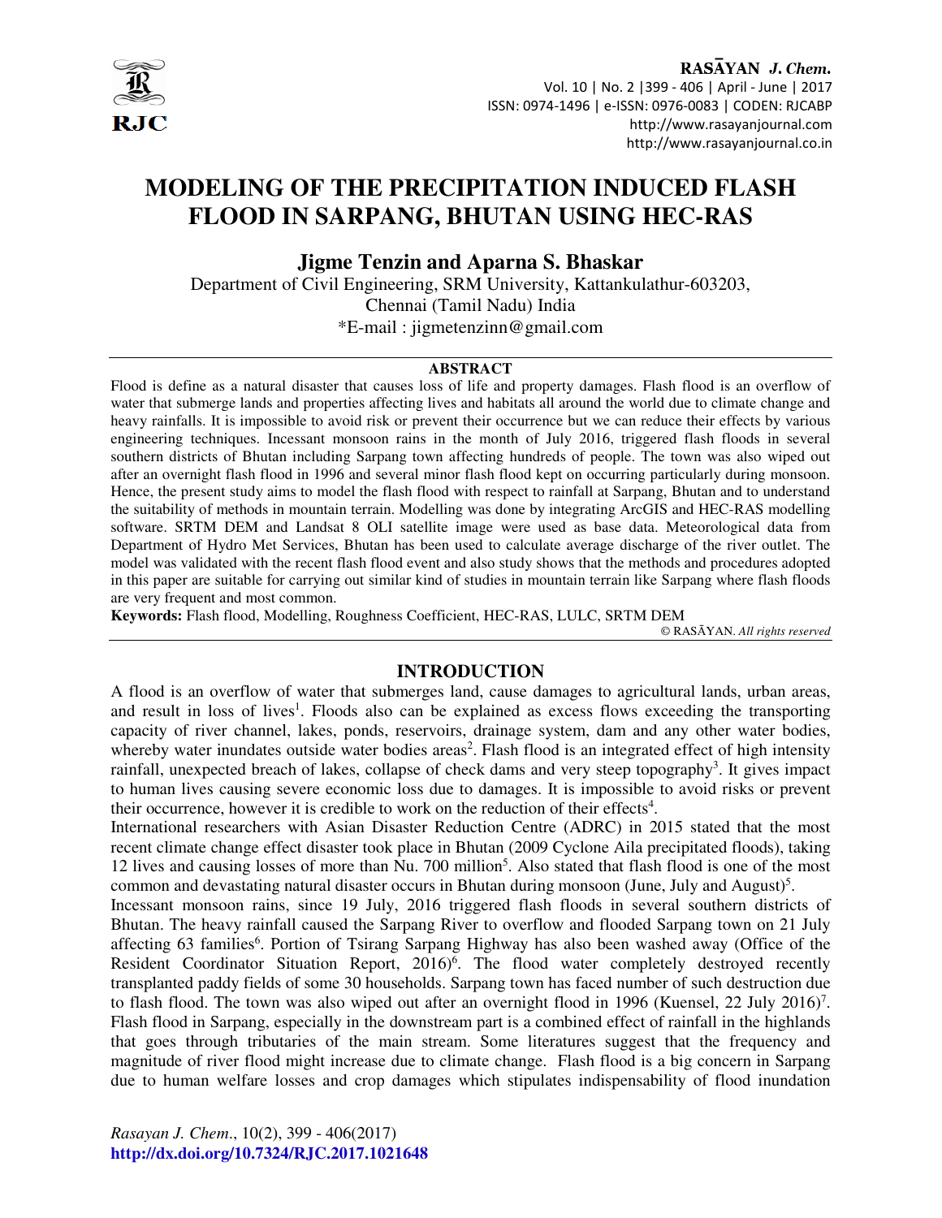# MODELING OF THE PRECIPITATION INDUCED FLASH FLOOD IN SARPANG, BHUTAN USING HEC-RAS

**Jigme Tenzin and Aparna S. Bhaskar**

Department of Civil Engineering, SRM University, Kattankulathur-603203, Chennai (Tamil Nadu) India

*E-mail : jigmetenzinn@gmail.com

## ABSTRACT

Flood is define as a natural disaster that causes loss of life and property damages. Flash flood is an overflow of water that submerge lands and properties affecting lives and habitats all around the world due to climate change and heavy rainfalls. It is impossible to avoid risk or prevent their occurrence but we can reduce their effects by various engineering techniques. Incessant monsoon rains in the month of July 2016, triggered flash floods in several southern districts of Bhutan including Sarpang town affecting hundreds of people. The town was also wiped out after an overnight flash flood in 1996 and several minor flash flood kept on occurring particularly during monsoon. Hence, the present study aims to model the flash flood with respect to rainfall at Sarpang, Bhutan and to understand the suitability of methods in mountain terrain. Modelling was done by integrating ArcGIS and HEC-RAS modelling software. SRTM DEM and Landsat 8 OLI satellite image were used as base data. Meteorological data from Department of Hydro Met Services, Bhutan has been used to calculate average discharge of the river outlet. The model was validated with the recent flash flood event and also study shows that the methods and procedures adopted in this paper are suitable for carrying out similar kind of studies in mountain terrain like Sarpang where flash floods are very frequent and most common.

**Keywords:** Flash flood, Modelling, Roughness Coefficient, HEC-RAS, LULC, SRTM DEM

© RASĀYAN. *All rights reserved*

## INTRODUCTION

A flood is an overflow of water that submerges land, cause damages to agricultural lands, urban areas, and result in loss of lives[1]. Floods also can be explained as excess flows exceeding the transporting capacity of river channel, lakes, ponds, reservoirs, drainage system, dam and any other water bodies, whereby water inundates outside water bodies areas[2]. Flash flood is an integrated effect of high intensity rainfall, unexpected breach of lakes, collapse of check dams and very steep topography[3]. It gives impact to human lives causing severe economic loss due to damages. It is impossible to avoid risks or prevent their occurrence, however it is credible to work on the reduction of their effects[4].

International researchers with Asian Disaster Reduction Centre (ADRC) in 2015 stated that the most recent climate change effect disaster took place in Bhutan (2009 Cyclone Aila precipitated floods), taking 12 lives and causing losses of more than Nu. 700 million[5]. Also stated that flash flood is one of the most common and devastating natural disaster occurs in Bhutan during monsoon (June, July and August)[5].

Incessant monsoon rains, since 19 July, 2016 triggered flash floods in several southern districts of Bhutan. The heavy rainfall caused the Sarpang River to overflow and flooded Sarpang town on 21 July affecting 63 families[6]. Portion of Tsirang Sarpang Highway has also been washed away (Office of the Resident Coordinator Situation Report, 2016)[6]. The flood water completely destroyed recently transplanted paddy fields of some 30 households. Sarpang town has faced number of such destruction due to flash flood. The town was also wiped out after an overnight flood in 1996 (Kuensel, 22 July 2016)[7].

Flash flood in Sarpang, especially in the downstream part is a combined effect of rainfall in the highlands that goes through tributaries of the main stream. Some literatures suggest that the frequency and magnitude of river flood might increase due to climate change. Flash flood is a big concern in Sarpang due to human welfare losses and crop damages which stipulates indispensability of flood inundation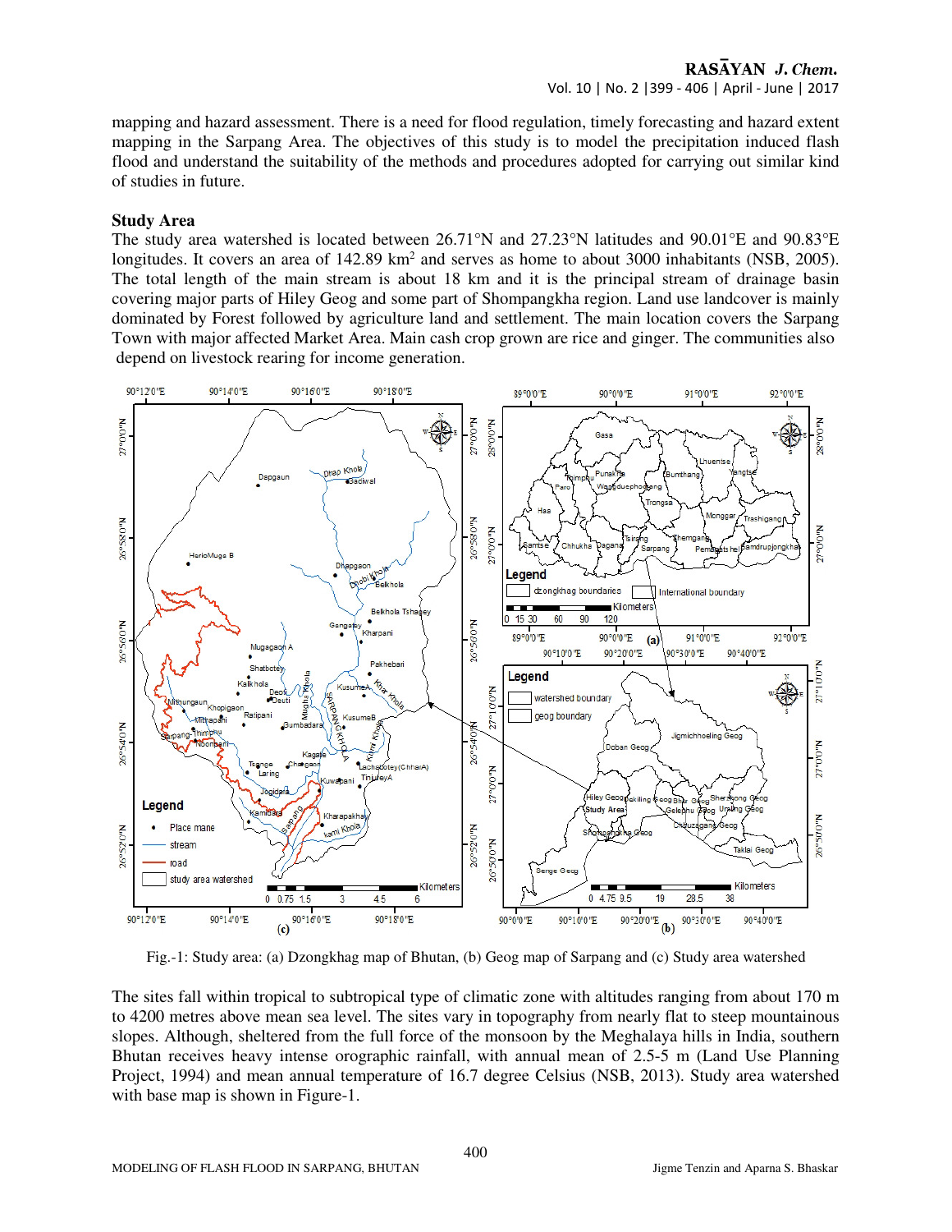mapping and hazard assessment. There is a need for flood regulation, timely forecasting and hazard extent mapping in the Sarpang Area. The objectives of this study is to model the precipitation induced flash flood and understand the suitability of the methods and procedures adopted for carrying out similar kind of studies in future.

## Study Area

The study area watershed is located between 26.71°N and 27.23°N latitudes and 90.01°E and 90.83°E longitudes. It covers an area of 142.89 km$^2$ and serves as home to about 3000 inhabitants (NSB, 2005). The total length of the main stream is about 18 km and it is the principal stream of drainage basin covering major parts of Hiley Geog and some part of Shompangkha region. Land use landcover is mainly dominated by Forest followed by agriculture land and settlement. The main location covers the Sarpang Town with major affected Market Area. Main cash crop grown are rice and ginger. The communities also depend on livestock rearing for income generation.

Fig.-1: Study area: (a) Dzongkhag map of Bhutan, (b) Geog map of Sarpang and (c) Study area watershed

The sites fall within tropical to subtropical type of climatic zone with altitudes ranging from about 170 m to 4200 metres above mean sea level. The sites vary in topography from nearly flat to steep mountainous slopes. Although, sheltered from the full force of the monsoon by the Meghalaya hills in India, southern Bhutan receives heavy intense orographic rainfall, with annual mean of 2.5-5 m (Land Use Planning Project, 1994) and mean annual temperature of 16.7 degree Celsius (NSB, 2013). Study area watershed with base map is shown in Figure-1.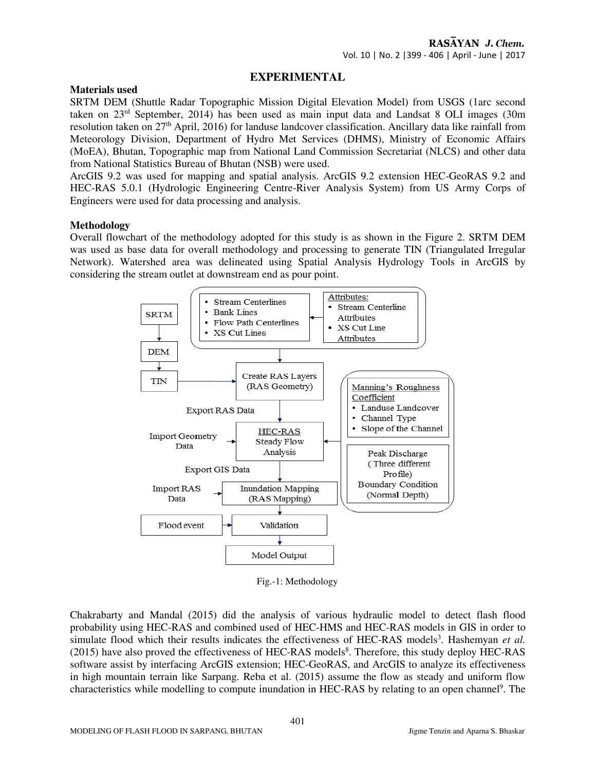## EXPERIMENTAL

### Materials used

SRTM DEM (Shuttle Radar Topographic Mission Digital Elevation Model) from USGS (1arc second taken on 23rd September, 2014) has been used as main input data and Landsat 8 OLI images (30m resolution taken on 27th April, 2016) for landuse landcover classification. Ancillary data like rainfall from Meteorology Division, Department of Hydro Met Services (DHMS), Ministry of Economic Affairs (MoEA), Bhutan, Topographic map from National Land Commission Secretariat (NLCS) and other data from National Statistics Bureau of Bhutan (NSB) were used.

ArcGIS 9.2 was used for mapping and spatial analysis. ArcGIS 9.2 extension HEC-GeoRAS 9.2 and HEC-RAS 5.0.1 (Hydrologic Engineering Centre-River Analysis System) from US Army Corps of Engineers were used for data processing and analysis.

### Methodology

Overall flowchart of the methodology adopted for this study is as shown in the Figure 2. SRTM DEM was used as base data for overall methodology and processing to generate TIN (Triangulated Irregular Network). Watershed area was delineated using Spatial Analysis Hydrology Tools in ArcGIS by considering the stream outlet at downstream end as pour point.

SRTM → DEM → TIN → Create RAS Layers (RAS Geometry)

- Stream Centerlines
- Bank Lines
- Flow Path Centerlines
- XS Cut Lines

Attributes:
- Stream Centerline Attributes
- XS Cut Line Attributes

Export RAS Data

Import Geometry Data → HEC-RAS Steady Flow Analysis

Manning's Roughness Coefficient
- Landuse Landcover
- Channel Type
- Slope of the Channel

Peak Discharge (Three different Profile)
Boundary Condition (Normal Depth)

Export GIS Data

Import RAS Data → Inundation Mapping (RAS Mapping)

Flood event → Validation

Model Output

Fig.-1: Methodology

Chakrabarty and Mandal (2015) did the analysis of various hydraulic model to detect flash flood probability using HEC-RAS and combined used of HEC-HMS and HEC-RAS models in GIS in order to simulate flood which their results indicates the effectiveness of HEC-RAS models[3]. Hashemyan *et al.* (2015) have also proved the effectiveness of HEC-RAS models[8]. Therefore, this study deploy HEC-RAS software assist by interfacing ArcGIS extension; HEC-GeoRAS, and ArcGIS to analyze its effectiveness in high mountain terrain like Sarpang. Reba et al. (2015) assume the flow as steady and uniform flow characteristics while modelling to compute inundation in HEC-RAS by relating to an open channel[9]. The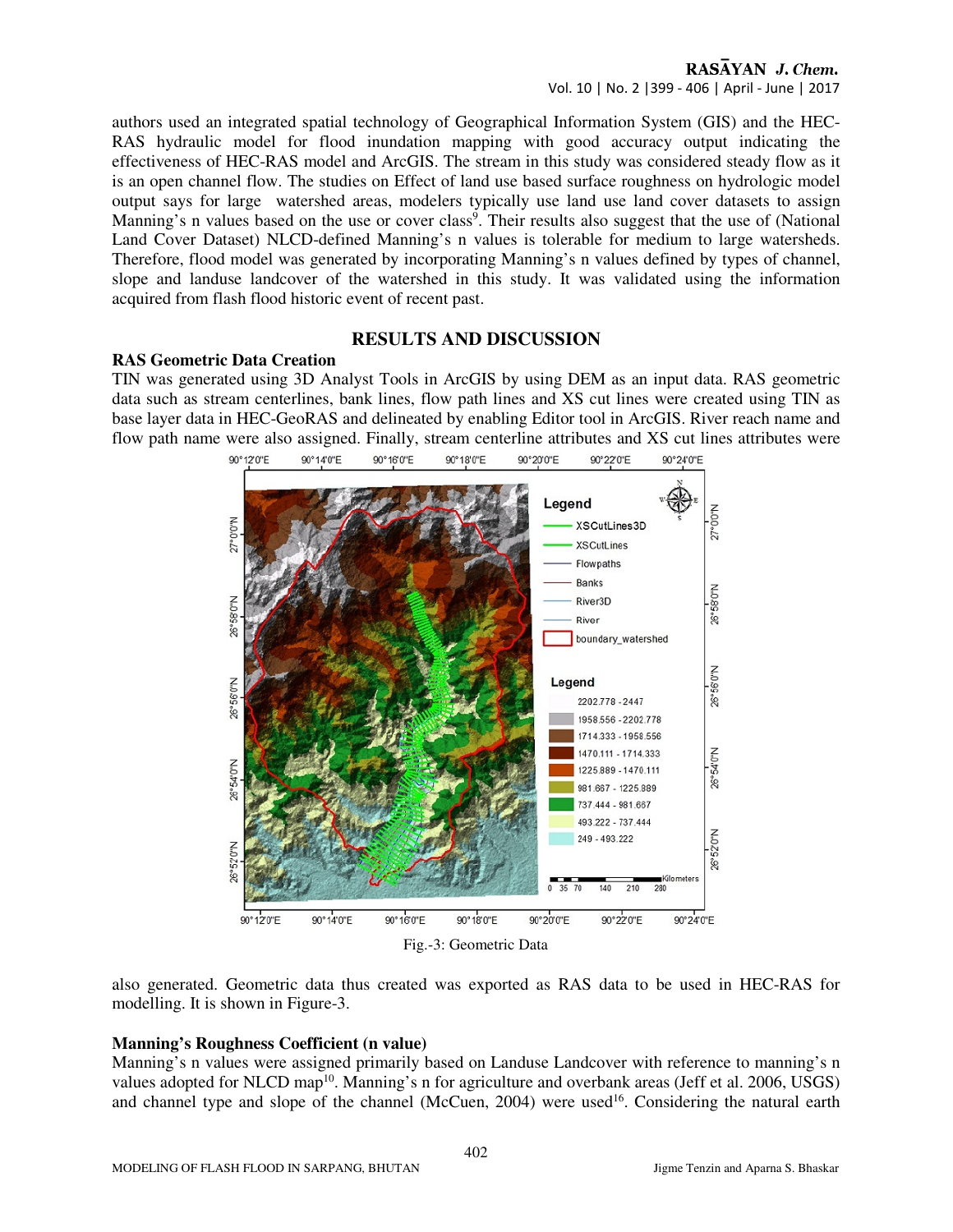authors used an integrated spatial technology of Geographical Information System (GIS) and the HEC-RAS hydraulic model for flood inundation mapping with good accuracy output indicating the effectiveness of HEC-RAS model and ArcGIS. The stream in this study was considered steady flow as it is an open channel flow. The studies on Effect of land use based surface roughness on hydrologic model output says for large watershed areas, modelers typically use land use land cover datasets to assign Manning's n values based on the use or cover class[9]. Their results also suggest that the use of (National Land Cover Dataset) NLCD-defined Manning's n values is tolerable for medium to large watersheds. Therefore, flood model was generated by incorporating Manning's n values defined by types of channel, slope and landuse landcover of the watershed in this study. It was validated using the information acquired from flash flood historic event of recent past.

## RESULTS AND DISCUSSION

### RAS Geometric Data Creation

TIN was generated using 3D Analyst Tools in ArcGIS by using DEM as an input data. RAS geometric data such as stream centerlines, bank lines, flow path lines and XS cut lines were created using TIN as base layer data in HEC-GeoRAS and delineated by enabling Editor tool in ArcGIS. River reach name and flow path name were also assigned. Finally, stream centerline attributes and XS cut lines attributes were also generated. Geometric data thus created was exported as RAS data to be used in HEC-RAS for modelling. It is shown in Figure-3.

Fig.-3: Geometric Data

### Manning's Roughness Coefficient (n value)

Manning's n values were assigned primarily based on Landuse Landcover with reference to manning's n values adopted for NLCD map[10]. Manning's n for agriculture and overbank areas (Jeff et al. 2006, USGS) and channel type and slope of the channel (McCuen, 2004) were used[16]. Considering the natural earth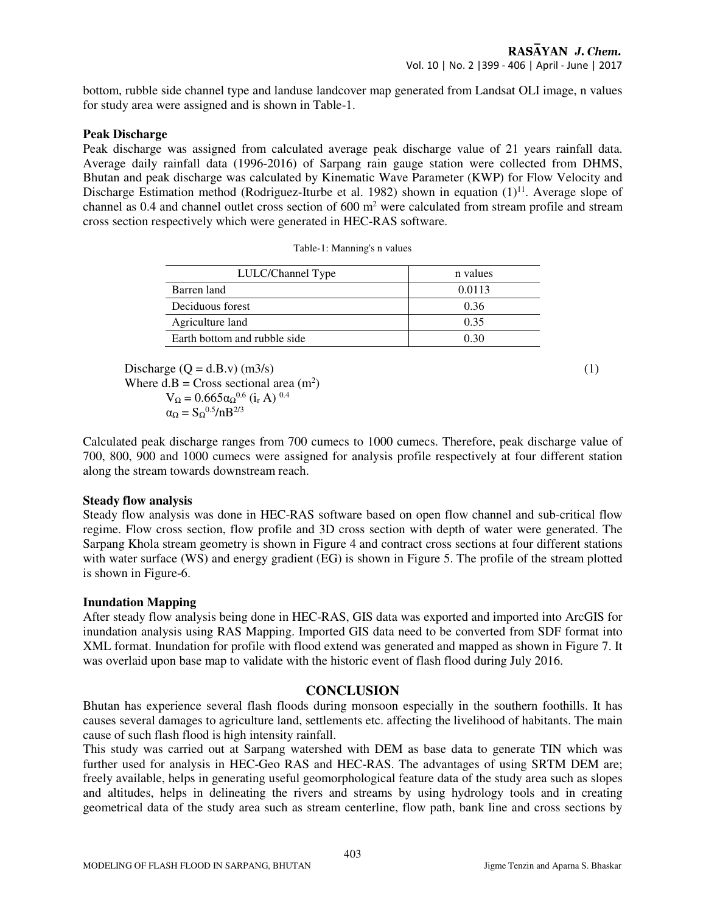bottom, rubble side channel type and landuse landcover map generated from Landsat OLI image, n values for study area were assigned and is shown in Table-1.

**Peak Discharge**

Peak discharge was assigned from calculated average peak discharge value of 21 years rainfall data. Average daily rainfall data (1996-2016) of Sarpang rain gauge station were collected from DHMS, Bhutan and peak discharge was calculated by Kinematic Wave Parameter (KWP) for Flow Velocity and Discharge Estimation method (Rodriguez-Iturbe et al. 1982) shown in equation (1)[11]. Average slope of channel as 0.4 and channel outlet cross section of 600 $m^2$ were calculated from stream profile and stream cross section respectively which were generated in HEC-RAS software.

Table-1: Manning's n values

| LULC/Channel Type | n values |
| --- | --- |
| Barren land | 0.0113 |
| Deciduous forest | 0.36 |
| Agriculture land | 0.35 |
| Earth bottom and rubble side | 0.30 |

$$\text{Discharge } (Q = d.B.v)\ (m3/s) \tag{1}$$

Where d.B = Cross sectional area ($m^2$)

$$V_\Omega = 0.665\alpha_\Omega^{0.6}\,(i_r\, A)^{\,0.4}$$

$$\alpha_\Omega = S_\Omega^{0.5}/nB^{2/3}$$

Calculated peak discharge ranges from 700 cumecs to 1000 cumecs. Therefore, peak discharge value of 700, 800, 900 and 1000 cumecs were assigned for analysis profile respectively at four different station along the stream towards downstream reach.

**Steady flow analysis**

Steady flow analysis was done in HEC-RAS software based on open flow channel and sub-critical flow regime. Flow cross section, flow profile and 3D cross section with depth of water were generated. The Sarpang Khola stream geometry is shown in Figure 4 and contract cross sections at four different stations with water surface (WS) and energy gradient (EG) is shown in Figure 5. The profile of the stream plotted is shown in Figure-6.

**Inundation Mapping**

After steady flow analysis being done in HEC-RAS, GIS data was exported and imported into ArcGIS for inundation analysis using RAS Mapping. Imported GIS data need to be converted from SDF format into XML format. Inundation for profile with flood extend was generated and mapped as shown in Figure 7. It was overlaid upon base map to validate with the historic event of flash flood during July 2016.

## CONCLUSION

Bhutan has experience several flash floods during monsoon especially in the southern foothills. It has causes several damages to agriculture land, settlements etc. affecting the livelihood of habitants. The main cause of such flash flood is high intensity rainfall.

This study was carried out at Sarpang watershed with DEM as base data to generate TIN which was further used for analysis in HEC-Geo RAS and HEC-RAS. The advantages of using SRTM DEM are; freely available, helps in generating useful geomorphological feature data of the study area such as slopes and altitudes, helps in delineating the rivers and streams by using hydrology tools and in creating geometrical data of the study area such as stream centerline, flow path, bank line and cross sections by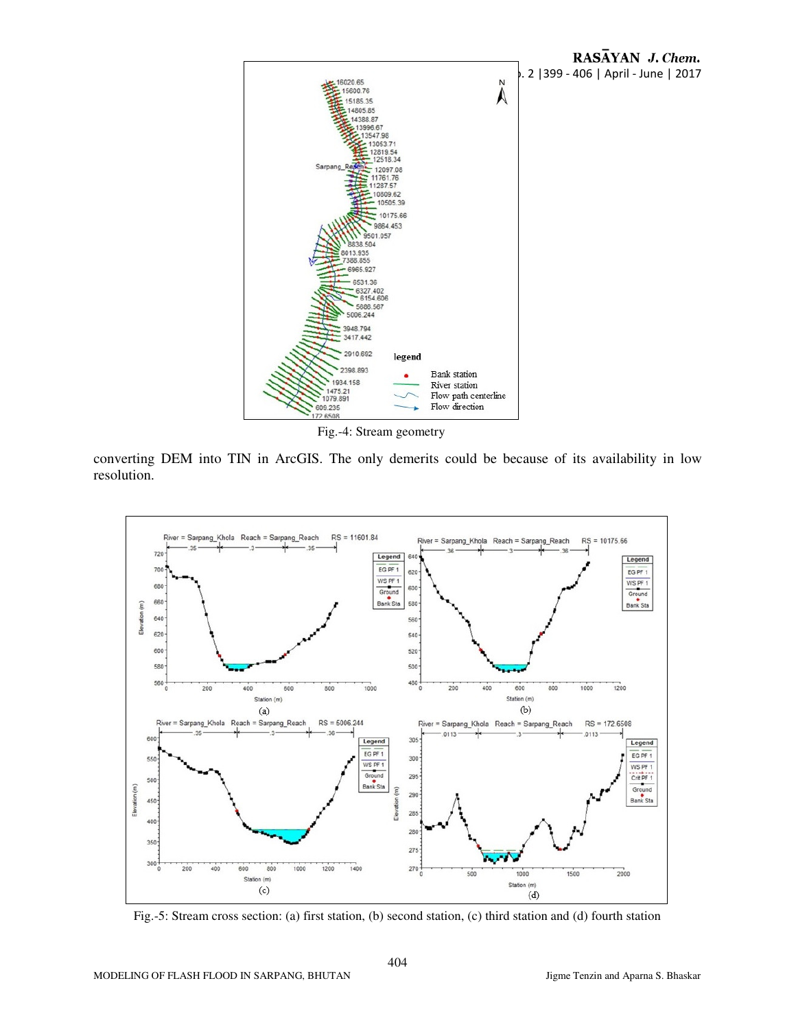Fig.-4: Stream geometry

converting DEM into TIN in ArcGIS. The only demerits could be because of its availability in low resolution.

Fig.-5: Stream cross section: (a) first station, (b) second station, (c) third station and (d) fourth station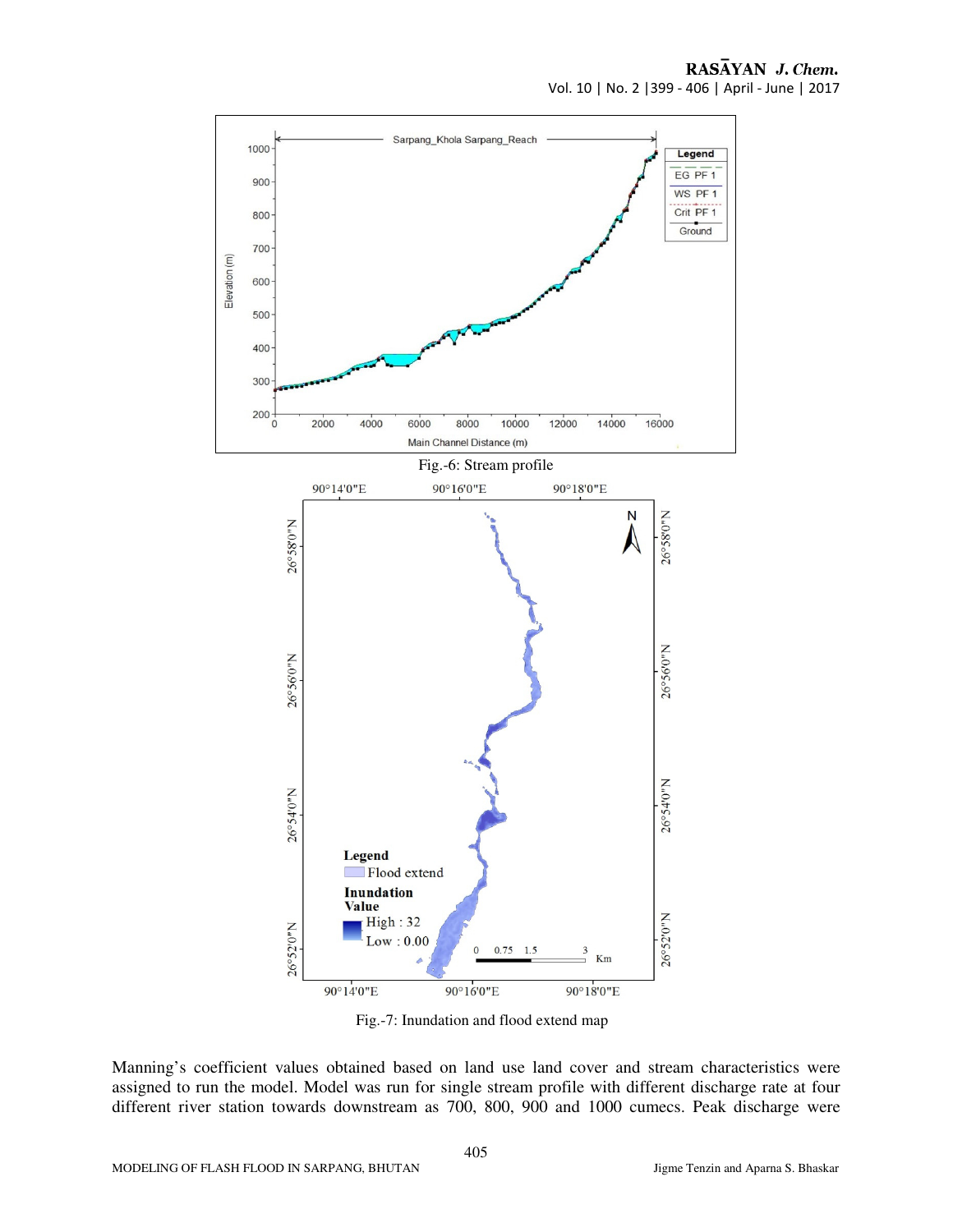Fig.-6: Stream profile

Fig.-7: Inundation and flood extend map

Manning's coefficient values obtained based on land use land cover and stream characteristics were assigned to run the model. Model was run for single stream profile with different discharge rate at four different river station towards downstream as 700, 800, 900 and 1000 cumecs. Peak discharge were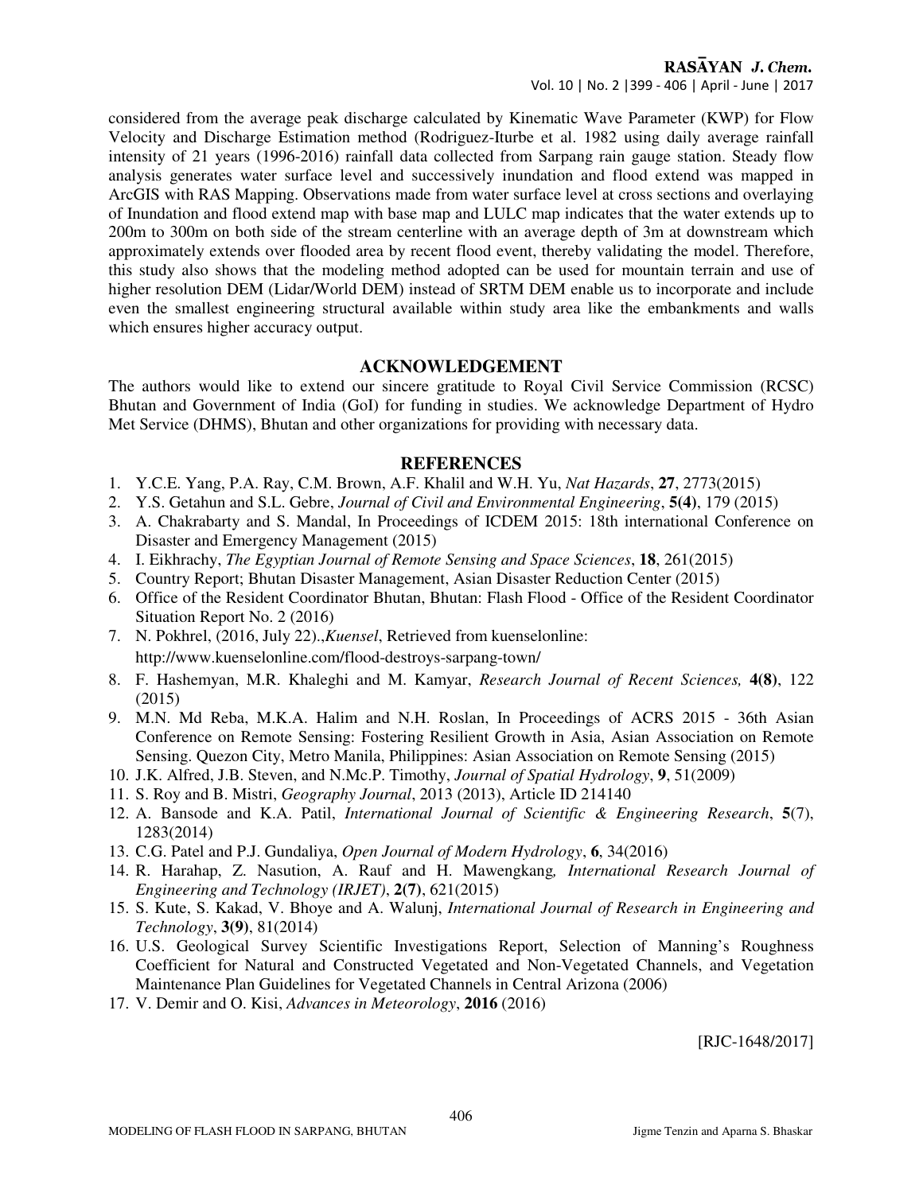considered from the average peak discharge calculated by Kinematic Wave Parameter (KWP) for Flow Velocity and Discharge Estimation method (Rodriguez-Iturbe et al. 1982 using daily average rainfall intensity of 21 years (1996-2016) rainfall data collected from Sarpang rain gauge station. Steady flow analysis generates water surface level and successively inundation and flood extend was mapped in ArcGIS with RAS Mapping. Observations made from water surface level at cross sections and overlaying of Inundation and flood extend map with base map and LULC map indicates that the water extends up to 200m to 300m on both side of the stream centerline with an average depth of 3m at downstream which approximately extends over flooded area by recent flood event, thereby validating the model. Therefore, this study also shows that the modeling method adopted can be used for mountain terrain and use of higher resolution DEM (Lidar/World DEM) instead of SRTM DEM enable us to incorporate and include even the smallest engineering structural available within study area like the embankments and walls which ensures higher accuracy output.

## ACKNOWLEDGEMENT

The authors would like to extend our sincere gratitude to Royal Civil Service Commission (RCSC) Bhutan and Government of India (GoI) for funding in studies. We acknowledge Department of Hydro Met Service (DHMS), Bhutan and other organizations for providing with necessary data.

## REFERENCES

1. Y.C.E. Yang, P.A. Ray, C.M. Brown, A.F. Khalil and W.H. Yu, *Nat Hazards*, **27**, 2773(2015)
2. Y.S. Getahun and S.L. Gebre, *Journal of Civil and Environmental Engineering*, **5(4)**, 179 (2015)
3. A. Chakrabarty and S. Mandal, In Proceedings of ICDEM 2015: 18th international Conference on Disaster and Emergency Management (2015)
4. I. Eikhrachy, *The Egyptian Journal of Remote Sensing and Space Sciences*, **18**, 261(2015)
5. Country Report; Bhutan Disaster Management, Asian Disaster Reduction Center (2015)
6. Office of the Resident Coordinator Bhutan, Bhutan: Flash Flood - Office of the Resident Coordinator Situation Report No. 2 (2016)
7. N. Pokhrel, (2016, July 22).,*Kuensel*, Retrieved from kuenselonline: http://www.kuenselonline.com/flood-destroys-sarpang-town/
8. F. Hashemyan, M.R. Khaleghi and M. Kamyar, *Research Journal of Recent Sciences,* **4(8)**, 122 (2015)
9. M.N. Md Reba, M.K.A. Halim and N.H. Roslan, In Proceedings of ACRS 2015 - 36th Asian Conference on Remote Sensing: Fostering Resilient Growth in Asia, Asian Association on Remote Sensing. Quezon City, Metro Manila, Philippines: Asian Association on Remote Sensing (2015)
10. J.K. Alfred, J.B. Steven, and N.Mc.P. Timothy, *Journal of Spatial Hydrology*, **9**, 51(2009)
11. S. Roy and B. Mistri, *Geography Journal*, 2013 (2013), Article ID 214140
12. A. Bansode and K.A. Patil, *International Journal of Scientific & Engineering Research*, **5**(7), 1283(2014)
13. C.G. Patel and P.J. Gundaliya, *Open Journal of Modern Hydrology*, **6**, 34(2016)
14. R. Harahap, Z. Nasution, A. Rauf and H. Mawengkang*, International Research Journal of Engineering and Technology (IRJET)*, **2(7)**, 621(2015)
15. S. Kute, S. Kakad, V. Bhoye and A. Walunj, *International Journal of Research in Engineering and Technology*, **3(9)**, 81(2014)
16. U.S. Geological Survey Scientific Investigations Report, Selection of Manning's Roughness Coefficient for Natural and Constructed Vegetated and Non-Vegetated Channels, and Vegetation Maintenance Plan Guidelines for Vegetated Channels in Central Arizona (2006)
17. V. Demir and O. Kisi, *Advances in Meteorology*, **2016** (2016)

[RJC-1648/2017]